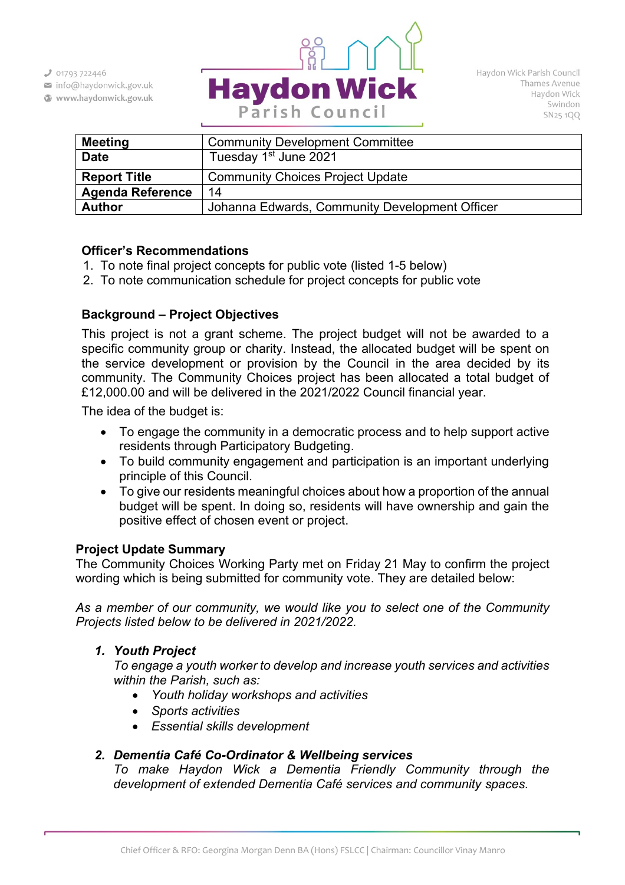Haydon Wick Parish Council

01793 722446
info@haydonwick.gov.uk
www.haydonwick.gov.uk

Haydon Wick Parish Council
Thames Avenue
Haydon Wick
Swindon
SN25 1QQ

| **Meeting** | Community Development Committee |
|---|---|
| **Date** | Tuesday 1st June 2021 |
| **Report Title** | Community Choices Project Update |
| **Agenda Reference** | 14 |
| **Author** | Johanna Edwards, Community Development Officer |

**Officer's Recommendations**

1. To note final project concepts for public vote (listed 1-5 below)
2. To note communication schedule for project concepts for public vote

**Background – Project Objectives**

This project is not a grant scheme. The project budget will not be awarded to a specific community group or charity. Instead, the allocated budget will be spent on the service development or provision by the Council in the area decided by its community. The Community Choices project has been allocated a total budget of £12,000.00 and will be delivered in the 2021/2022 Council financial year.

The idea of the budget is:

- To engage the community in a democratic process and to help support active residents through Participatory Budgeting.
- To build community engagement and participation is an important underlying principle of this Council.
- To give our residents meaningful choices about how a proportion of the annual budget will be spent. In doing so, residents will have ownership and gain the positive effect of chosen event or project.

**Project Update Summary**

The Community Choices Working Party met on Friday 21 May to confirm the project wording which is being submitted for community vote. They are detailed below:

*As a member of our community, we would like you to select one of the Community Projects listed below to be delivered in 2021/2022.*

1. ***Youth Project***
   *To engage a youth worker to develop and increase youth services and activities within the Parish, such as:*
   - *Youth holiday workshops and activities*
   - *Sports activities*
   - *Essential skills development*

2. ***Dementia Café Co-Ordinator & Wellbeing services***
   *To make Haydon Wick a Dementia Friendly Community through the development of extended Dementia Café services and community spaces.*

Chief Officer & RFO: Georgina Morgan Denn BA (Hons) FSLCC | Chairman: Councillor Vinay Manro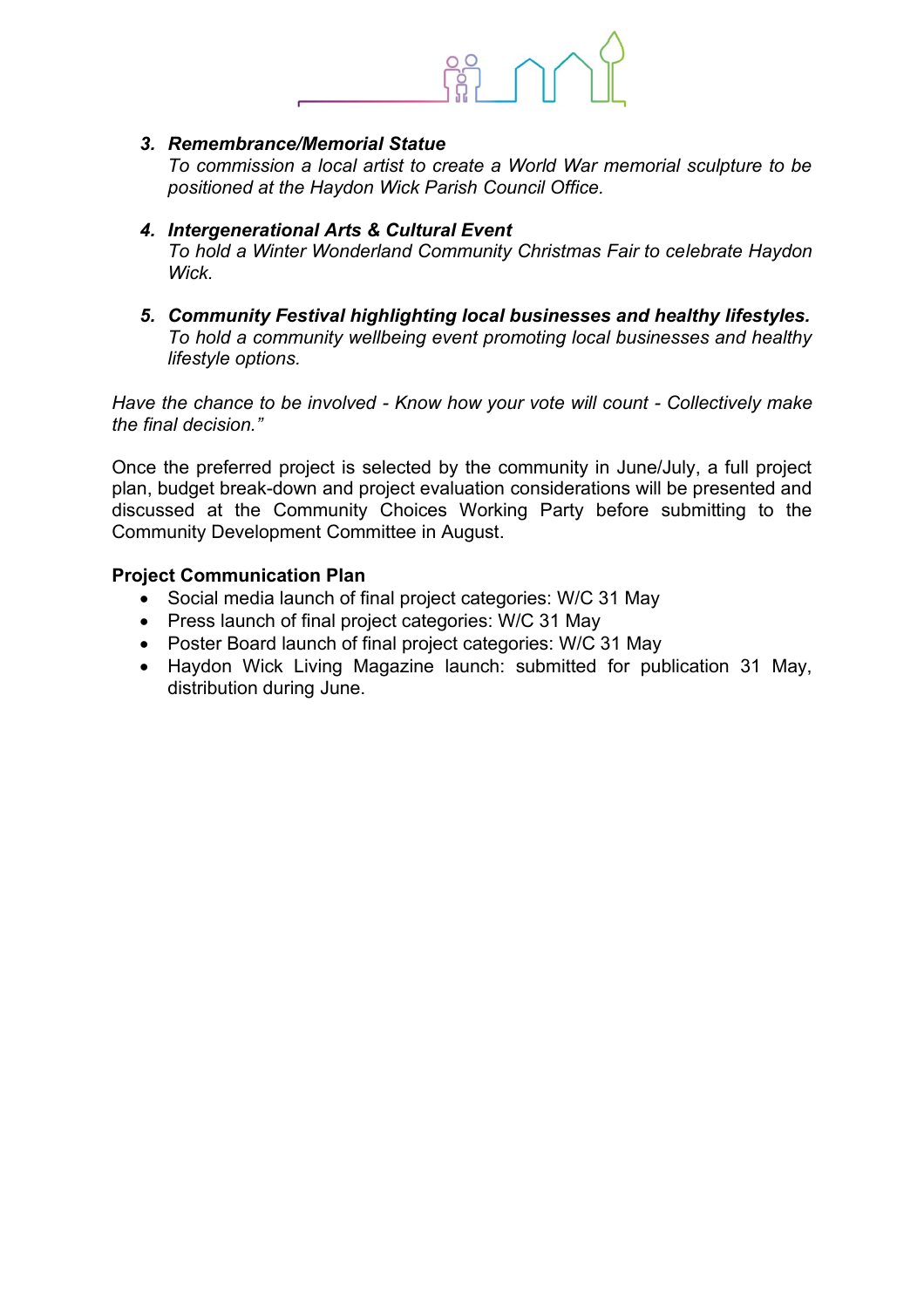3. ***Remembrance/Memorial Statue***
   *To commission a local artist to create a World War memorial sculpture to be positioned at the Haydon Wick Parish Council Office.*

4. ***Intergenerational Arts & Cultural Event***
   *To hold a Winter Wonderland Community Christmas Fair to celebrate Haydon Wick.*

5. ***Community Festival highlighting local businesses and healthy lifestyles.***
   *To hold a community wellbeing event promoting local businesses and healthy lifestyle options.*

*Have the chance to be involved - Know how your vote will count - Collectively make the final decision."*

Once the preferred project is selected by the community in June/July, a full project plan, budget break-down and project evaluation considerations will be presented and discussed at the Community Choices Working Party before submitting to the Community Development Committee in August.

**Project Communication Plan**

- Social media launch of final project categories: W/C 31 May
- Press launch of final project categories: W/C 31 May
- Poster Board launch of final project categories: W/C 31 May
- Haydon Wick Living Magazine launch: submitted for publication 31 May, distribution during June.